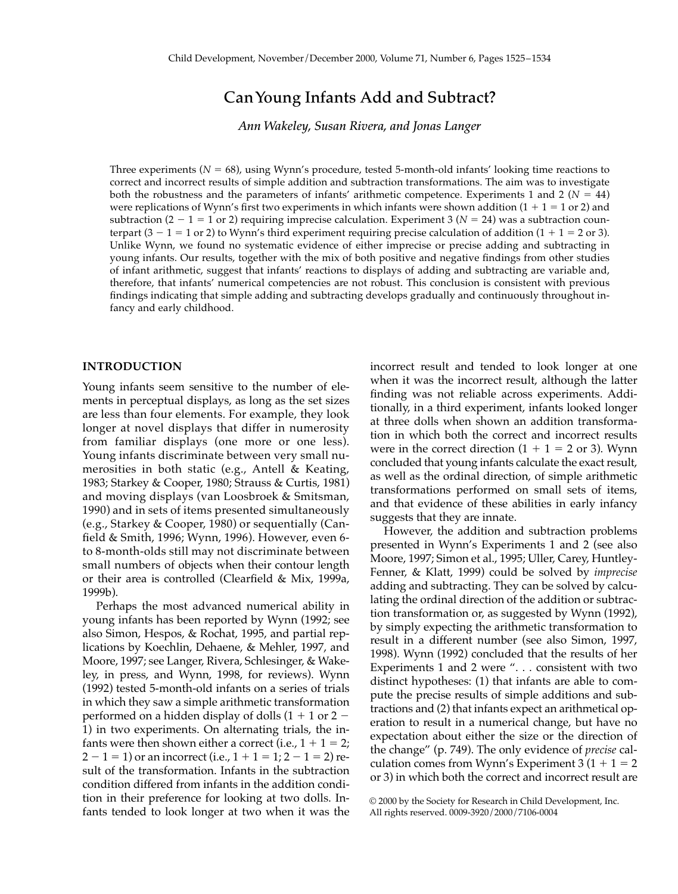# Can Young Infants Add and Subtract?

*Ann Wakeley, Susan Rivera, and Jonas Langer*

Three experiments ($N = 68$), using Wynn's procedure, tested 5-month-old infants' looking time reactions to correct and incorrect results of simple addition and subtraction transformations. The aim was to investigate both the robustness and the parameters of infants' arithmetic competence. Experiments 1 and 2 ($N = 44$) were replications of Wynn's first two experiments in which infants were shown addition ($1 + 1 = 1$ or 2) and subtraction ($2 - 1 = 1$ or 2) requiring imprecise calculation. Experiment 3 ($N = 24$) was a subtraction counterpart ($3 - 1 = 1$ or 2) to Wynn's third experiment requiring precise calculation of addition ($1 + 1 = 2$ or 3). Unlike Wynn, we found no systematic evidence of either imprecise or precise adding and subtracting in young infants. Our results, together with the mix of both positive and negative findings from other studies of infant arithmetic, suggest that infants' reactions to displays of adding and subtracting are variable and, therefore, that infants' numerical competencies are not robust. This conclusion is consistent with previous findings indicating that simple adding and subtracting develops gradually and continuously throughout infancy and early childhood.

## INTRODUCTION

Young infants seem sensitive to the number of elements in perceptual displays, as long as the set sizes are less than four elements. For example, they look longer at novel displays that differ in numerosity from familiar displays (one more or one less). Young infants discriminate between very small numerosities in both static (e.g., Antell & Keating, 1983; Starkey & Cooper, 1980; Strauss & Curtis, 1981) and moving displays (van Loosbroek & Smitsman, 1990) and in sets of items presented simultaneously (e.g., Starkey & Cooper, 1980) or sequentially (Canfield & Smith, 1996; Wynn, 1996). However, even 6- to 8-month-olds still may not discriminate between small numbers of objects when their contour length or their area is controlled (Clearfield & Mix, 1999a, 1999b).

Perhaps the most advanced numerical ability in young infants has been reported by Wynn (1992; see also Simon, Hespos, & Rochat, 1995, and partial replications by Koechlin, Dehaene, & Mehler, 1997, and Moore, 1997; see Langer, Rivera, Schlesinger, & Wakeley, in press, and Wynn, 1998, for reviews). Wynn (1992) tested 5-month-old infants on a series of trials in which they saw a simple arithmetic transformation performed on a hidden display of dolls ($1 + 1$ or $2 - 1$) in two experiments. On alternating trials, the infants were then shown either a correct (i.e., $1 + 1 = 2$; $2 - 1 = 1$) or an incorrect (i.e., $1 + 1 = 1$; $2 - 1 = 2$) result of the transformation. Infants in the subtraction condition differed from infants in the addition condition in their preference for looking at two dolls. Infants tended to look longer at two when it was the incorrect result and tended to look longer at one when it was the incorrect result, although the latter finding was not reliable across experiments. Additionally, in a third experiment, infants looked longer at three dolls when shown an addition transformation in which both the correct and incorrect results were in the correct direction ($1 + 1 = 2$ or 3). Wynn concluded that young infants calculate the exact result, as well as the ordinal direction, of simple arithmetic transformations performed on small sets of items, and that evidence of these abilities in early infancy suggests that they are innate.

However, the addition and subtraction problems presented in Wynn's Experiments 1 and 2 (see also Moore, 1997; Simon et al., 1995; Uller, Carey, Huntley-Fenner, & Klatt, 1999) could be solved by *imprecise* adding and subtracting. They can be solved by calculating the ordinal direction of the addition or subtraction transformation or, as suggested by Wynn (1992), by simply expecting the arithmetic transformation to result in a different number (see also Simon, 1997, 1998). Wynn (1992) concluded that the results of her Experiments 1 and 2 were ". . . consistent with two distinct hypotheses: (1) that infants are able to compute the precise results of simple additions and subtractions and (2) that infants expect an arithmetical operation to result in a numerical change, but have no expectation about either the size or the direction of the change" (p. 749). The only evidence of *precise* calculation comes from Wynn's Experiment 3 ($1 + 1 = 2$ or 3) in which both the correct and incorrect result are

© 2000 by the Society for Research in Child Development, Inc.
All rights reserved. 0009-3920/2000/7106-0004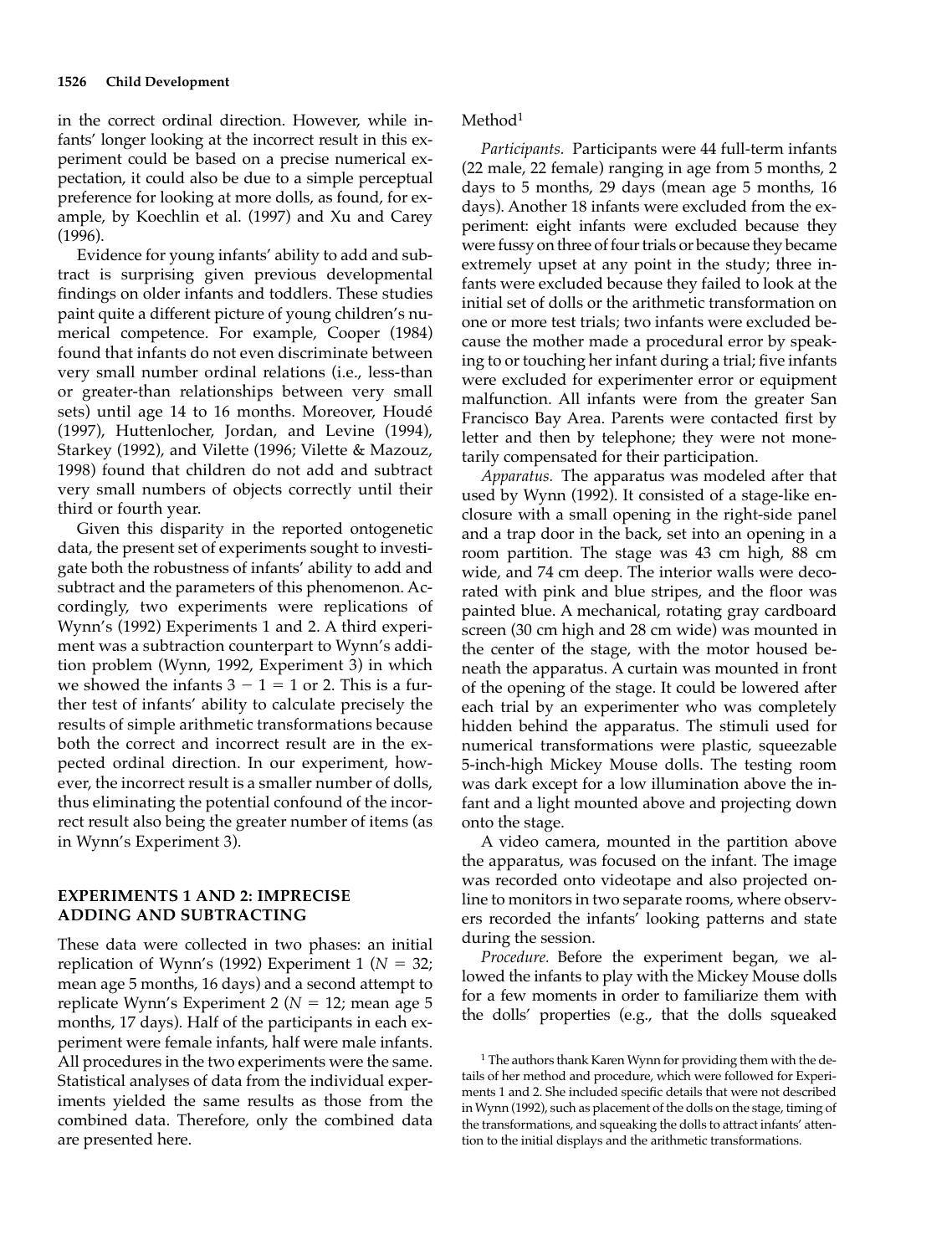in the correct ordinal direction. However, while infants' longer looking at the incorrect result in this experiment could be based on a precise numerical expectation, it could also be due to a simple perceptual preference for looking at more dolls, as found, for example, by Koechlin et al. (1997) and Xu and Carey (1996).

Evidence for young infants' ability to add and subtract is surprising given previous developmental findings on older infants and toddlers. These studies paint quite a different picture of young children's numerical competence. For example, Cooper (1984) found that infants do not even discriminate between very small number ordinal relations (i.e., less-than or greater-than relationships between very small sets) until age 14 to 16 months. Moreover, Houdé (1997), Huttenlocher, Jordan, and Levine (1994), Starkey (1992), and Vilette (1996; Vilette & Mazouz, 1998) found that children do not add and subtract very small numbers of objects correctly until their third or fourth year.

Given this disparity in the reported ontogenetic data, the present set of experiments sought to investigate both the robustness of infants' ability to add and subtract and the parameters of this phenomenon. Accordingly, two experiments were replications of Wynn's (1992) Experiments 1 and 2. A third experiment was a subtraction counterpart to Wynn's addition problem (Wynn, 1992, Experiment 3) in which we showed the infants $3 - 1 = 1$ or 2. This is a further test of infants' ability to calculate precisely the results of simple arithmetic transformations because both the correct and incorrect result are in the expected ordinal direction. In our experiment, however, the incorrect result is a smaller number of dolls, thus eliminating the potential confound of the incorrect result also being the greater number of items (as in Wynn's Experiment 3).

## EXPERIMENTS 1 AND 2: IMPRECISE ADDING AND SUBTRACTING

These data were collected in two phases: an initial replication of Wynn's (1992) Experiment 1 ($N = 32$; mean age 5 months, 16 days) and a second attempt to replicate Wynn's Experiment 2 ($N = 12$; mean age 5 months, 17 days). Half of the participants in each experiment were female infants, half were male infants. All procedures in the two experiments were the same. Statistical analyses of data from the individual experiments yielded the same results as those from the combined data. Therefore, only the combined data are presented here.

### Method[1]

*Participants.* Participants were 44 full-term infants (22 male, 22 female) ranging in age from 5 months, 2 days to 5 months, 29 days (mean age 5 months, 16 days). Another 18 infants were excluded from the experiment: eight infants were excluded because they were fussy on three of four trials or because they became extremely upset at any point in the study; three infants were excluded because they failed to look at the initial set of dolls or the arithmetic transformation on one or more test trials; two infants were excluded because the mother made a procedural error by speaking to or touching her infant during a trial; five infants were excluded for experimenter error or equipment malfunction. All infants were from the greater San Francisco Bay Area. Parents were contacted first by letter and then by telephone; they were not monetarily compensated for their participation.

*Apparatus.* The apparatus was modeled after that used by Wynn (1992). It consisted of a stage-like enclosure with a small opening in the right-side panel and a trap door in the back, set into an opening in a room partition. The stage was 43 cm high, 88 cm wide, and 74 cm deep. The interior walls were decorated with pink and blue stripes, and the floor was painted blue. A mechanical, rotating gray cardboard screen (30 cm high and 28 cm wide) was mounted in the center of the stage, with the motor housed beneath the apparatus. A curtain was mounted in front of the opening of the stage. It could be lowered after each trial by an experimenter who was completely hidden behind the apparatus. The stimuli used for numerical transformations were plastic, squeezable 5-inch-high Mickey Mouse dolls. The testing room was dark except for a low illumination above the infant and a light mounted above and projecting down onto the stage.

A video camera, mounted in the partition above the apparatus, was focused on the infant. The image was recorded onto videotape and also projected online to monitors in two separate rooms, where observers recorded the infants' looking patterns and state during the session.

*Procedure.* Before the experiment began, we allowed the infants to play with the Mickey Mouse dolls for a few moments in order to familiarize them with the dolls' properties (e.g., that the dolls squeaked

[1] The authors thank Karen Wynn for providing them with the details of her method and procedure, which were followed for Experiments 1 and 2. She included specific details that were not described in Wynn (1992), such as placement of the dolls on the stage, timing of the transformations, and squeaking the dolls to attract infants' attention to the initial displays and the arithmetic transformations.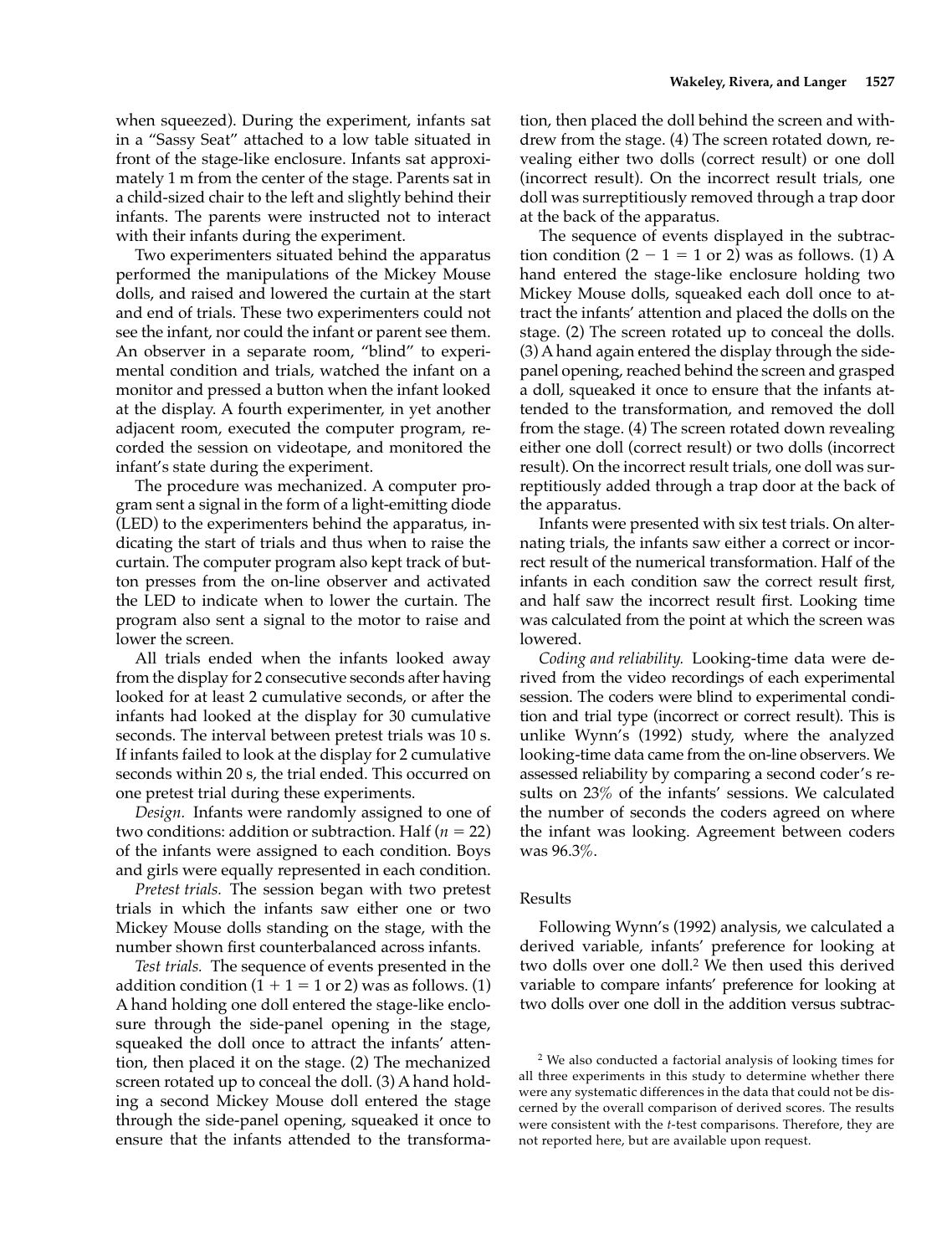when squeezed). During the experiment, infants sat in a "Sassy Seat" attached to a low table situated in front of the stage-like enclosure. Infants sat approximately 1 m from the center of the stage. Parents sat in a child-sized chair to the left and slightly behind their infants. The parents were instructed not to interact with their infants during the experiment.

Two experimenters situated behind the apparatus performed the manipulations of the Mickey Mouse dolls, and raised and lowered the curtain at the start and end of trials. These two experimenters could not see the infant, nor could the infant or parent see them. An observer in a separate room, "blind" to experimental condition and trials, watched the infant on a monitor and pressed a button when the infant looked at the display. A fourth experimenter, in yet another adjacent room, executed the computer program, recorded the session on videotape, and monitored the infant's state during the experiment.

The procedure was mechanized. A computer program sent a signal in the form of a light-emitting diode (LED) to the experimenters behind the apparatus, indicating the start of trials and thus when to raise the curtain. The computer program also kept track of button presses from the on-line observer and activated the LED to indicate when to lower the curtain. The program also sent a signal to the motor to raise and lower the screen.

All trials ended when the infants looked away from the display for 2 consecutive seconds after having looked for at least 2 cumulative seconds, or after the infants had looked at the display for 30 cumulative seconds. The interval between pretest trials was 10 s. If infants failed to look at the display for 2 cumulative seconds within 20 s, the trial ended. This occurred on one pretest trial during these experiments.

*Design.* Infants were randomly assigned to one of two conditions: addition or subtraction. Half ($n = 22$) of the infants were assigned to each condition. Boys and girls were equally represented in each condition.

*Pretest trials.* The session began with two pretest trials in which the infants saw either one or two Mickey Mouse dolls standing on the stage, with the number shown first counterbalanced across infants.

*Test trials.* The sequence of events presented in the addition condition ($1 + 1 = 1$ or $2$) was as follows. (1) A hand holding one doll entered the stage-like enclosure through the side-panel opening in the stage, squeaked the doll once to attract the infants' attention, then placed it on the stage. (2) The mechanized screen rotated up to conceal the doll. (3) A hand holding a second Mickey Mouse doll entered the stage through the side-panel opening, squeaked it once to ensure that the infants attended to the transformation, then placed the doll behind the screen and withdrew from the stage. (4) The screen rotated down, revealing either two dolls (correct result) or one doll (incorrect result). On the incorrect result trials, one doll was surreptitiously removed through a trap door at the back of the apparatus.

The sequence of events displayed in the subtraction condition ($2 - 1 = 1$ or $2$) was as follows. (1) A hand entered the stage-like enclosure holding two Mickey Mouse dolls, squeaked each doll once to attract the infants' attention and placed the dolls on the stage. (2) The screen rotated up to conceal the dolls. (3) A hand again entered the display through the side-panel opening, reached behind the screen and grasped a doll, squeaked it once to ensure that the infants attended to the transformation, and removed the doll from the stage. (4) The screen rotated down revealing either one doll (correct result) or two dolls (incorrect result). On the incorrect result trials, one doll was surreptitiously added through a trap door at the back of the apparatus.

Infants were presented with six test trials. On alternating trials, the infants saw either a correct or incorrect result of the numerical transformation. Half of the infants in each condition saw the correct result first, and half saw the incorrect result first. Looking time was calculated from the point at which the screen was lowered.

*Coding and reliability.* Looking-time data were derived from the video recordings of each experimental session. The coders were blind to experimental condition and trial type (incorrect or correct result). This is unlike Wynn's (1992) study, where the analyzed looking-time data came from the on-line observers. We assessed reliability by comparing a second coder's results on 23% of the infants' sessions. We calculated the number of seconds the coders agreed on where the infant was looking. Agreement between coders was 96.3%.

## Results

Following Wynn's (1992) analysis, we calculated a derived variable, infants' preference for looking at two dolls over one doll.[2] We then used this derived variable to compare infants' preference for looking at two dolls over one doll in the addition versus subtrac-

[2] We also conducted a factorial analysis of looking times for all three experiments in this study to determine whether there were any systematic differences in the data that could not be discerned by the overall comparison of derived scores. The results were consistent with the *t*-test comparisons. Therefore, they are not reported here, but are available upon request.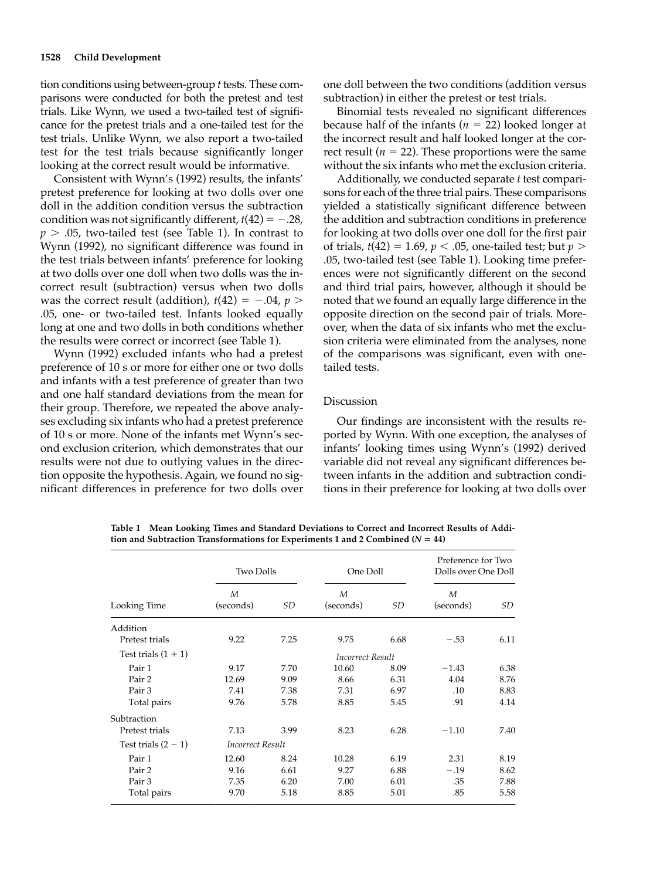tion conditions using between-group *t* tests. These comparisons were conducted for both the pretest and test trials. Like Wynn, we used a two-tailed test of significance for the pretest trials and a one-tailed test for the test trials. Unlike Wynn, we also report a two-tailed test for the test trials because significantly longer looking at the correct result would be informative.

Consistent with Wynn's (1992) results, the infants' pretest preference for looking at two dolls over one doll in the addition condition versus the subtraction condition was not significantly different, $t(42) = -.28$, $p > .05$, two-tailed test (see Table 1). In contrast to Wynn (1992), no significant difference was found in the test trials between infants' preference for looking at two dolls over one doll when two dolls was the incorrect result (subtraction) versus when two dolls was the correct result (addition), $t(42) = -.04$, $p > .05$, one- or two-tailed test. Infants looked equally long at one and two dolls in both conditions whether the results were correct or incorrect (see Table 1).

Wynn (1992) excluded infants who had a pretest preference of 10 s or more for either one or two dolls and infants with a test preference of greater than two and one half standard deviations from the mean for their group. Therefore, we repeated the above analyses excluding six infants who had a pretest preference of 10 s or more. None of the infants met Wynn's second exclusion criterion, which demonstrates that our results were not due to outlying values in the direction opposite the hypothesis. Again, we found no significant differences in preference for two dolls over one doll between the two conditions (addition versus subtraction) in either the pretest or test trials.

Binomial tests revealed no significant differences because half of the infants ($n = 22$) looked longer at the incorrect result and half looked longer at the correct result ($n = 22$). These proportions were the same without the six infants who met the exclusion criteria.

Additionally, we conducted separate *t* test comparisons for each of the three trial pairs. These comparisons yielded a statistically significant difference between the addition and subtraction conditions in preference for looking at two dolls over one doll for the first pair of trials, $t(42) = 1.69$, $p < .05$, one-tailed test; but $p > .05$, two-tailed test (see Table 1). Looking time preferences were not significantly different on the second and third trial pairs, however, although it should be noted that we found an equally large difference in the opposite direction on the second pair of trials. Moreover, when the data of six infants who met the exclusion criteria were eliminated from the analyses, none of the comparisons was significant, even with one-tailed tests.

## Discussion

Our findings are inconsistent with the results reported by Wynn. With one exception, the analyses of infants' looking times using Wynn's (1992) derived variable did not reveal any significant differences between infants in the addition and subtraction conditions in their preference for looking at two dolls over

**Table 1 Mean Looking Times and Standard Deviations to Correct and Incorrect Results of Addition and Subtraction Transformations for Experiments 1 and 2 Combined ($N = 44$)**

| | Two Dolls | | One Doll | | Preference for Two Dolls over One Doll | |
|---|---|---|---|---|---|---|
| Looking Time | *M* (seconds) | *SD* | *M* (seconds) | *SD* | *M* (seconds) | *SD* |
| Addition | | | | | | |
| Pretest trials | 9.22 | 7.25 | 9.75 | 6.68 | −.53 | 6.11 |
| Test trials (1 + 1) | | | *Incorrect Result* | | | |
| Pair 1 | 9.17 | 7.70 | 10.60 | 8.09 | −1.43 | 6.38 |
| Pair 2 | 12.69 | 9.09 | 8.66 | 6.31 | 4.04 | 8.76 |
| Pair 3 | 7.41 | 7.38 | 7.31 | 6.97 | .10 | 8.83 |
| Total pairs | 9.76 | 5.78 | 8.85 | 5.45 | .91 | 4.14 |
| Subtraction | | | | | | |
| Pretest trials | 7.13 | 3.99 | 8.23 | 6.28 | −1.10 | 7.40 |
| Test trials (2 − 1) | *Incorrect Result* | | | | | |
| Pair 1 | 12.60 | 8.24 | 10.28 | 6.19 | 2.31 | 8.19 |
| Pair 2 | 9.16 | 6.61 | 9.27 | 6.88 | −.19 | 8.62 |
| Pair 3 | 7.35 | 6.20 | 7.00 | 6.01 | .35 | 7.88 |
| Total pairs | 9.70 | 5.18 | 8.85 | 5.01 | .85 | 5.58 |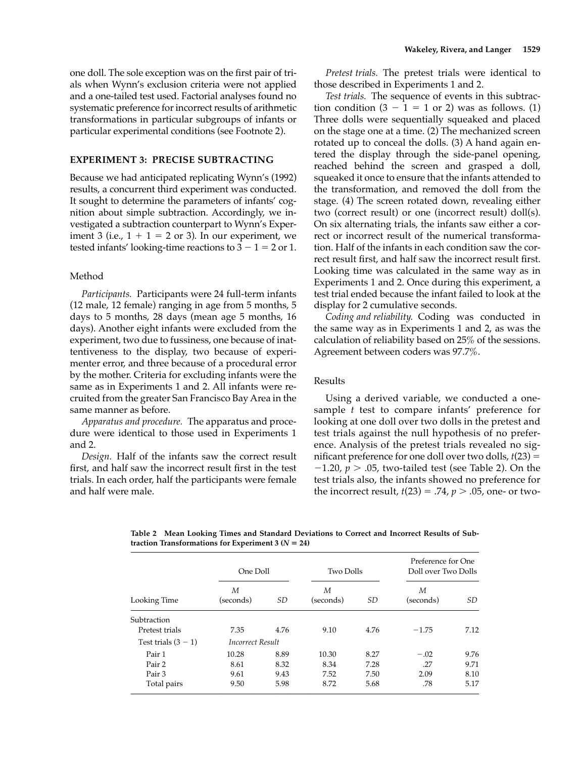one doll. The sole exception was on the first pair of trials when Wynn's exclusion criteria were not applied and a one-tailed test used. Factorial analyses found no systematic preference for incorrect results of arithmetic transformations in particular subgroups of infants or particular experimental conditions (see Footnote 2).

## EXPERIMENT 3: PRECISE SUBTRACTING

Because we had anticipated replicating Wynn's (1992) results, a concurrent third experiment was conducted. It sought to determine the parameters of infants' cognition about simple subtraction. Accordingly, we investigated a subtraction counterpart to Wynn's Experiment 3 (i.e., $1 + 1 = 2$ or 3). In our experiment, we tested infants' looking-time reactions to $3 - 1 = 2$ or 1.

### Method

*Participants.* Participants were 24 full-term infants (12 male, 12 female) ranging in age from 5 months, 5 days to 5 months, 28 days (mean age 5 months, 16 days). Another eight infants were excluded from the experiment, two due to fussiness, one because of inattentiveness to the display, two because of experimenter error, and three because of a procedural error by the mother. Criteria for excluding infants were the same as in Experiments 1 and 2. All infants were recruited from the greater San Francisco Bay Area in the same manner as before.

*Apparatus and procedure.* The apparatus and procedure were identical to those used in Experiments 1 and 2.

*Design.* Half of the infants saw the correct result first, and half saw the incorrect result first in the test trials. In each order, half the participants were female and half were male.

*Pretest trials.* The pretest trials were identical to those described in Experiments 1 and 2.

*Test trials.* The sequence of events in this subtraction condition ($3 - 1 = 1$ or 2) was as follows. (1) Three dolls were sequentially squeaked and placed on the stage one at a time. (2) The mechanized screen rotated up to conceal the dolls. (3) A hand again entered the display through the side-panel opening, reached behind the screen and grasped a doll, squeaked it once to ensure that the infants attended to the transformation, and removed the doll from the stage. (4) The screen rotated down, revealing either two (correct result) or one (incorrect result) doll(s). On six alternating trials, the infants saw either a correct or incorrect result of the numerical transformation. Half of the infants in each condition saw the correct result first, and half saw the incorrect result first. Looking time was calculated in the same way as in Experiments 1 and 2. Once during this experiment, a test trial ended because the infant failed to look at the display for 2 cumulative seconds.

*Coding and reliability.* Coding was conducted in the same way as in Experiments 1 and 2, as was the calculation of reliability based on 25% of the sessions. Agreement between coders was 97.7%.

### Results

Using a derived variable, we conducted a one-sample $t$ test to compare infants' preference for looking at one doll over two dolls in the pretest and test trials against the null hypothesis of no preference. Analysis of the pretest trials revealed no significant preference for one doll over two dolls, $t(23) = -1.20$, $p > .05$, two-tailed test (see Table 2). On the test trials also, the infants showed no preference for the incorrect result, $t(23) = .74$, $p > .05$, one- or two-

**Table 2 Mean Looking Times and Standard Deviations to Correct and Incorrect Results of Subtraction Transformations for Experiment 3 ($N = 24$)**

| | One Doll | | Two Dolls | | Preference for One Doll over Two Dolls | |
|---|---|---|---|---|---|---|
| Looking Time | *M* (seconds) | *SD* | *M* (seconds) | *SD* | *M* (seconds) | *SD* |
| Subtraction | | | | | | |
| Pretest trials | 7.35 | 4.76 | 9.10 | 4.76 | −1.75 | 7.12 |
| Test trials (3 − 1) | *Incorrect Result* | | | | | |
| Pair 1 | 10.28 | 8.89 | 10.30 | 8.27 | −.02 | 9.76 |
| Pair 2 | 8.61 | 8.32 | 8.34 | 7.28 | .27 | 9.71 |
| Pair 3 | 9.61 | 9.43 | 7.52 | 7.50 | 2.09 | 8.10 |
| Total pairs | 9.50 | 5.98 | 8.72 | 5.68 | .78 | 5.17 |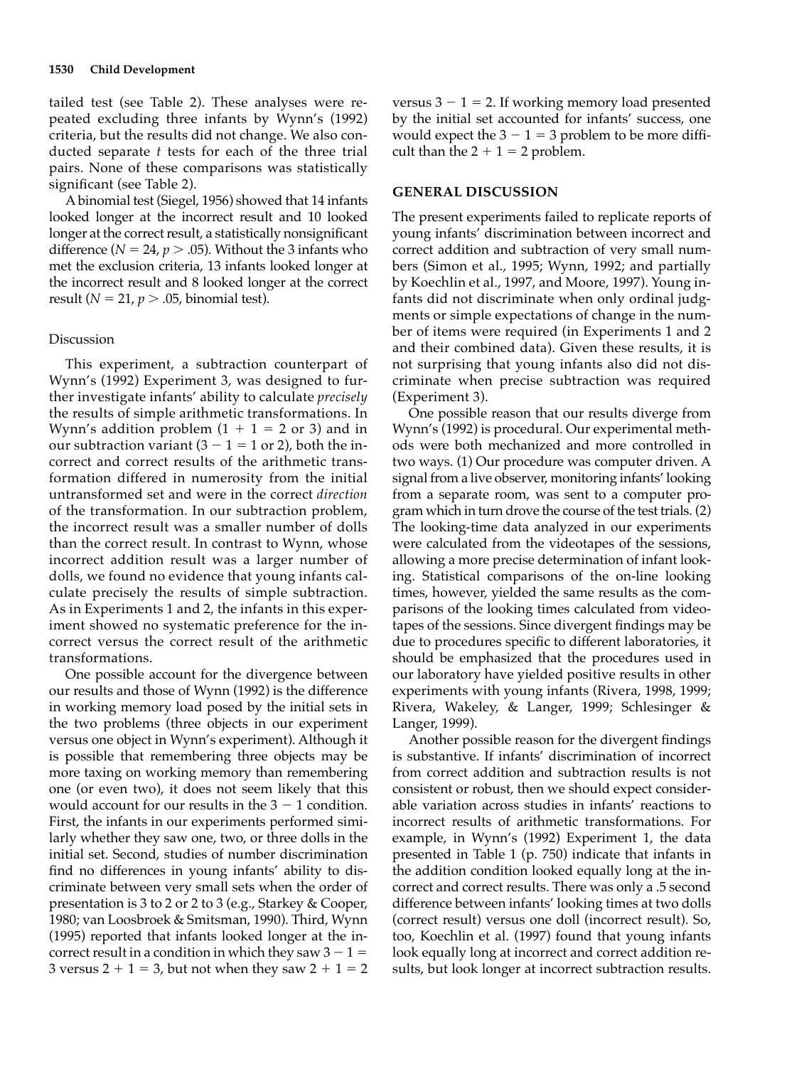tailed test (see Table 2). These analyses were repeated excluding three infants by Wynn's (1992) criteria, but the results did not change. We also conducted separate *t* tests for each of the three trial pairs. None of these comparisons was statistically significant (see Table 2).

A binomial test (Siegel, 1956) showed that 14 infants looked longer at the incorrect result and 10 looked longer at the correct result, a statistically nonsignificant difference ($N = 24$, $p > .05$). Without the 3 infants who met the exclusion criteria, 13 infants looked longer at the incorrect result and 8 looked longer at the correct result ($N = 21$, $p > .05$, binomial test).

### Discussion

This experiment, a subtraction counterpart of Wynn's (1992) Experiment 3, was designed to further investigate infants' ability to calculate *precisely* the results of simple arithmetic transformations. In Wynn's addition problem ($1 + 1 = 2$ or 3) and in our subtraction variant ($3 - 1 = 1$ or 2), both the incorrect and correct results of the arithmetic transformation differed in numerosity from the initial untransformed set and were in the correct *direction* of the transformation. In our subtraction problem, the incorrect result was a smaller number of dolls than the correct result. In contrast to Wynn, whose incorrect addition result was a larger number of dolls, we found no evidence that young infants calculate precisely the results of simple subtraction. As in Experiments 1 and 2, the infants in this experiment showed no systematic preference for the incorrect versus the correct result of the arithmetic transformations.

One possible account for the divergence between our results and those of Wynn (1992) is the difference in working memory load posed by the initial sets in the two problems (three objects in our experiment versus one object in Wynn's experiment). Although it is possible that remembering three objects may be more taxing on working memory than remembering one (or even two), it does not seem likely that this would account for our results in the $3 - 1$ condition. First, the infants in our experiments performed similarly whether they saw one, two, or three dolls in the initial set. Second, studies of number discrimination find no differences in young infants' ability to discriminate between very small sets when the order of presentation is 3 to 2 or 2 to 3 (e.g., Starkey & Cooper, 1980; van Loosbroek & Smitsman, 1990). Third, Wynn (1995) reported that infants looked longer at the incorrect result in a condition in which they saw $3 - 1 = 3$ versus $2 + 1 = 3$, but not when they saw $2 + 1 = 2$ versus $3 - 1 = 2$. If working memory load presented by the initial set accounted for infants' success, one would expect the $3 - 1 = 3$ problem to be more difficult than the $2 + 1 = 2$ problem.

## GENERAL DISCUSSION

The present experiments failed to replicate reports of young infants' discrimination between incorrect and correct addition and subtraction of very small numbers (Simon et al., 1995; Wynn, 1992; and partially by Koechlin et al., 1997, and Moore, 1997). Young infants did not discriminate when only ordinal judgments or simple expectations of change in the number of items were required (in Experiments 1 and 2 and their combined data). Given these results, it is not surprising that young infants also did not discriminate when precise subtraction was required (Experiment 3).

One possible reason that our results diverge from Wynn's (1992) is procedural. Our experimental methods were both mechanized and more controlled in two ways. (1) Our procedure was computer driven. A signal from a live observer, monitoring infants' looking from a separate room, was sent to a computer program which in turn drove the course of the test trials. (2) The looking-time data analyzed in our experiments were calculated from the videotapes of the sessions, allowing a more precise determination of infant looking. Statistical comparisons of the on-line looking times, however, yielded the same results as the comparisons of the looking times calculated from videotapes of the sessions. Since divergent findings may be due to procedures specific to different laboratories, it should be emphasized that the procedures used in our laboratory have yielded positive results in other experiments with young infants (Rivera, 1998, 1999; Rivera, Wakeley, & Langer, 1999; Schlesinger & Langer, 1999).

Another possible reason for the divergent findings is substantive. If infants' discrimination of incorrect from correct addition and subtraction results is not consistent or robust, then we should expect considerable variation across studies in infants' reactions to incorrect results of arithmetic transformations. For example, in Wynn's (1992) Experiment 1, the data presented in Table 1 (p. 750) indicate that infants in the addition condition looked equally long at the incorrect and correct results. There was only a .5 second difference between infants' looking times at two dolls (correct result) versus one doll (incorrect result). So, too, Koechlin et al. (1997) found that young infants look equally long at incorrect and correct addition results, but look longer at incorrect subtraction results.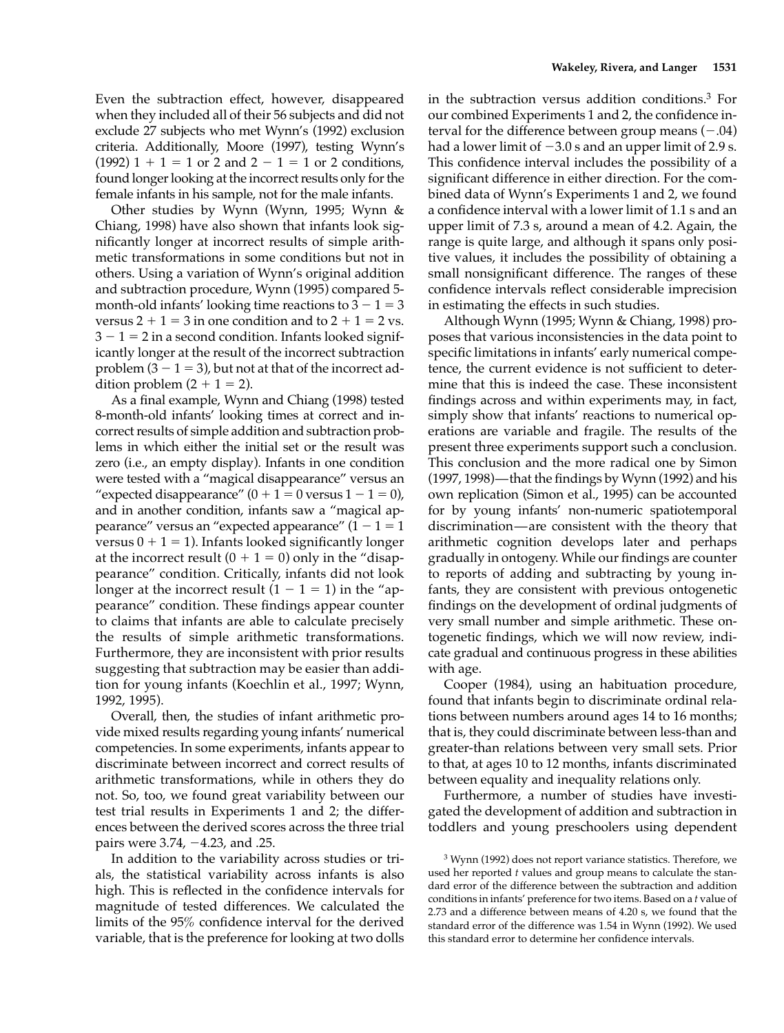Even the subtraction effect, however, disappeared when they included all of their 56 subjects and did not exclude 27 subjects who met Wynn's (1992) exclusion criteria. Additionally, Moore (1997), testing Wynn's (1992) $1 + 1 = 1$ or 2 and $2 - 1 = 1$ or 2 conditions, found longer looking at the incorrect results only for the female infants in his sample, not for the male infants.

Other studies by Wynn (Wynn, 1995; Wynn & Chiang, 1998) have also shown that infants look significantly longer at incorrect results of simple arithmetic transformations in some conditions but not in others. Using a variation of Wynn's original addition and subtraction procedure, Wynn (1995) compared 5-month-old infants' looking time reactions to $3 - 1 = 3$ versus $2 + 1 = 3$ in one condition and to $2 + 1 = 2$ vs. $3 - 1 = 2$ in a second condition. Infants looked significantly longer at the result of the incorrect subtraction problem ($3 - 1 = 3$), but not at that of the incorrect addition problem ($2 + 1 = 2$).

As a final example, Wynn and Chiang (1998) tested 8-month-old infants' looking times at correct and incorrect results of simple addition and subtraction problems in which either the initial set or the result was zero (i.e., an empty display). Infants in one condition were tested with a "magical disappearance" versus an "expected disappearance" ($0 + 1 = 0$ versus $1 - 1 = 0$), and in another condition, infants saw a "magical appearance" versus an "expected appearance" ($1 - 1 = 1$ versus $0 + 1 = 1$). Infants looked significantly longer at the incorrect result ($0 + 1 = 0$) only in the "disappearance" condition. Critically, infants did not look longer at the incorrect result ($1 - 1 = 1$) in the "appearance" condition. These findings appear counter to claims that infants are able to calculate precisely the results of simple arithmetic transformations. Furthermore, they are inconsistent with prior results suggesting that subtraction may be easier than addition for young infants (Koechlin et al., 1997; Wynn, 1992, 1995).

Overall, then, the studies of infant arithmetic provide mixed results regarding young infants' numerical competencies. In some experiments, infants appear to discriminate between incorrect and correct results of arithmetic transformations, while in others they do not. So, too, we found great variability between our test trial results in Experiments 1 and 2; the differences between the derived scores across the three trial pairs were 3.74, −4.23, and .25.

In addition to the variability across studies or trials, the statistical variability across infants is also high. This is reflected in the confidence intervals for magnitude of tested differences. We calculated the limits of the 95% confidence interval for the derived variable, that is the preference for looking at two dolls in the subtraction versus addition conditions.[3] For our combined Experiments 1 and 2, the confidence interval for the difference between group means (−.04) had a lower limit of −3.0 s and an upper limit of 2.9 s. This confidence interval includes the possibility of a significant difference in either direction. For the combined data of Wynn's Experiments 1 and 2, we found a confidence interval with a lower limit of 1.1 s and an upper limit of 7.3 s, around a mean of 4.2. Again, the range is quite large, and although it spans only positive values, it includes the possibility of obtaining a small nonsignificant difference. The ranges of these confidence intervals reflect considerable imprecision in estimating the effects in such studies.

Although Wynn (1995; Wynn & Chiang, 1998) proposes that various inconsistencies in the data point to specific limitations in infants' early numerical competence, the current evidence is not sufficient to determine that this is indeed the case. These inconsistent findings across and within experiments may, in fact, simply show that infants' reactions to numerical operations are variable and fragile. The results of the present three experiments support such a conclusion. This conclusion and the more radical one by Simon (1997, 1998)—that the findings by Wynn (1992) and his own replication (Simon et al., 1995) can be accounted for by young infants' non-numeric spatiotemporal discrimination—are consistent with the theory that arithmetic cognition develops later and perhaps gradually in ontogeny. While our findings are counter to reports of adding and subtracting by young infants, they are consistent with previous ontogenetic findings on the development of ordinal judgments of very small number and simple arithmetic. These ontogenetic findings, which we will now review, indicate gradual and continuous progress in these abilities with age.

Cooper (1984), using an habituation procedure, found that infants begin to discriminate ordinal relations between numbers around ages 14 to 16 months; that is, they could discriminate between less-than and greater-than relations between very small sets. Prior to that, at ages 10 to 12 months, infants discriminated between equality and inequality relations only.

Furthermore, a number of studies have investigated the development of addition and subtraction in toddlers and young preschoolers using dependent

[3] Wynn (1992) does not report variance statistics. Therefore, we used her reported $t$ values and group means to calculate the standard error of the difference between the subtraction and addition conditions in infants' preference for two items. Based on a $t$ value of 2.73 and a difference between means of 4.20 s, we found that the standard error of the difference was 1.54 in Wynn (1992). We used this standard error to determine her confidence intervals.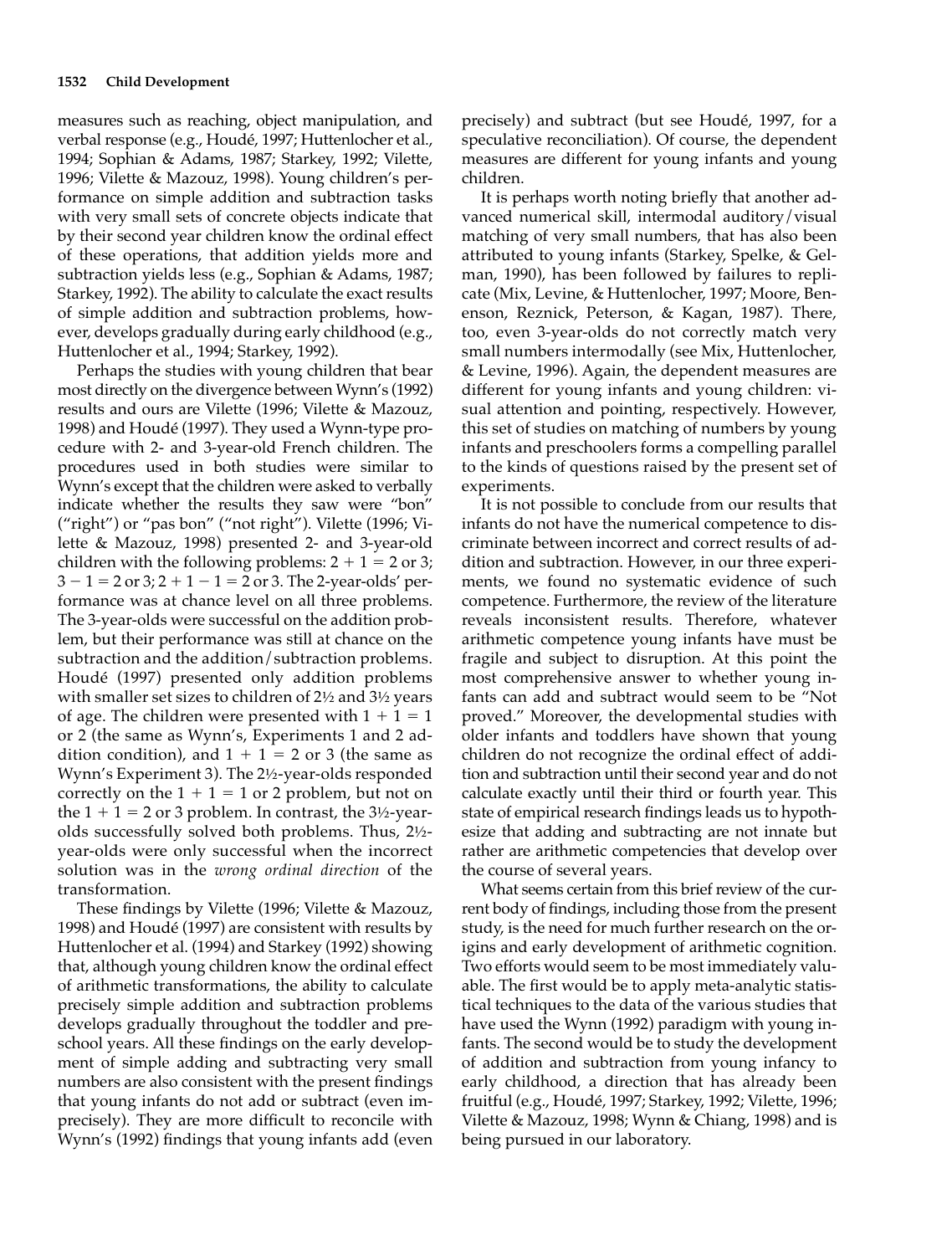measures such as reaching, object manipulation, and verbal response (e.g., Houdé, 1997; Huttenlocher et al., 1994; Sophian & Adams, 1987; Starkey, 1992; Vilette, 1996; Vilette & Mazouz, 1998). Young children's performance on simple addition and subtraction tasks with very small sets of concrete objects indicate that by their second year children know the ordinal effect of these operations, that addition yields more and subtraction yields less (e.g., Sophian & Adams, 1987; Starkey, 1992). The ability to calculate the exact results of simple addition and subtraction problems, however, develops gradually during early childhood (e.g., Huttenlocher et al., 1994; Starkey, 1992).

Perhaps the studies with young children that bear most directly on the divergence between Wynn's (1992) results and ours are Vilette (1996; Vilette & Mazouz, 1998) and Houdé (1997). They used a Wynn-type procedure with 2- and 3-year-old French children. The procedures used in both studies were similar to Wynn's except that the children were asked to verbally indicate whether the results they saw were "bon" ("right") or "pas bon" ("not right"). Vilette (1996; Vilette & Mazouz, 1998) presented 2- and 3-year-old children with the following problems: $2 + 1 = 2$ or 3; $3 - 1 = 2$ or 3; $2 + 1 - 1 = 2$ or 3. The 2-year-olds' performance was at chance level on all three problems. The 3-year-olds were successful on the addition problem, but their performance was still at chance on the subtraction and the addition/subtraction problems. Houdé (1997) presented only addition problems with smaller set sizes to children of 2½ and 3½ years of age. The children were presented with $1 + 1 = 1$ or 2 (the same as Wynn's, Experiments 1 and 2 addition condition), and $1 + 1 = 2$ or 3 (the same as Wynn's Experiment 3). The 2½-year-olds responded correctly on the $1 + 1 = 1$ or 2 problem, but not on the $1 + 1 = 2$ or 3 problem. In contrast, the 3½-year-olds successfully solved both problems. Thus, 2½-year-olds were only successful when the incorrect solution was in the *wrong ordinal direction* of the transformation.

These findings by Vilette (1996; Vilette & Mazouz, 1998) and Houdé (1997) are consistent with results by Huttenlocher et al. (1994) and Starkey (1992) showing that, although young children know the ordinal effect of arithmetic transformations, the ability to calculate precisely simple addition and subtraction problems develops gradually throughout the toddler and preschool years. All these findings on the early development of simple adding and subtracting very small numbers are also consistent with the present findings that young infants do not add or subtract (even imprecisely). They are more difficult to reconcile with Wynn's (1992) findings that young infants add (even precisely) and subtract (but see Houdé, 1997, for a speculative reconciliation). Of course, the dependent measures are different for young infants and young children.

It is perhaps worth noting briefly that another advanced numerical skill, intermodal auditory/visual matching of very small numbers, that has also been attributed to young infants (Starkey, Spelke, & Gelman, 1990), has been followed by failures to replicate (Mix, Levine, & Huttenlocher, 1997; Moore, Benenson, Reznick, Peterson, & Kagan, 1987). There, too, even 3-year-olds do not correctly match very small numbers intermodally (see Mix, Huttenlocher, & Levine, 1996). Again, the dependent measures are different for young infants and young children: visual attention and pointing, respectively. However, this set of studies on matching of numbers by young infants and preschoolers forms a compelling parallel to the kinds of questions raised by the present set of experiments.

It is not possible to conclude from our results that infants do not have the numerical competence to discriminate between incorrect and correct results of addition and subtraction. However, in our three experiments, we found no systematic evidence of such competence. Furthermore, the review of the literature reveals inconsistent results. Therefore, whatever arithmetic competence young infants have must be fragile and subject to disruption. At this point the most comprehensive answer to whether young infants can add and subtract would seem to be "Not proved." Moreover, the developmental studies with older infants and toddlers have shown that young children do not recognize the ordinal effect of addition and subtraction until their second year and do not calculate exactly until their third or fourth year. This state of empirical research findings leads us to hypothesize that adding and subtracting are not innate but rather are arithmetic competencies that develop over the course of several years.

What seems certain from this brief review of the current body of findings, including those from the present study, is the need for much further research on the origins and early development of arithmetic cognition. Two efforts would seem to be most immediately valuable. The first would be to apply meta-analytic statistical techniques to the data of the various studies that have used the Wynn (1992) paradigm with young infants. The second would be to study the development of addition and subtraction from young infancy to early childhood, a direction that has already been fruitful (e.g., Houdé, 1997; Starkey, 1992; Vilette, 1996; Vilette & Mazouz, 1998; Wynn & Chiang, 1998) and is being pursued in our laboratory.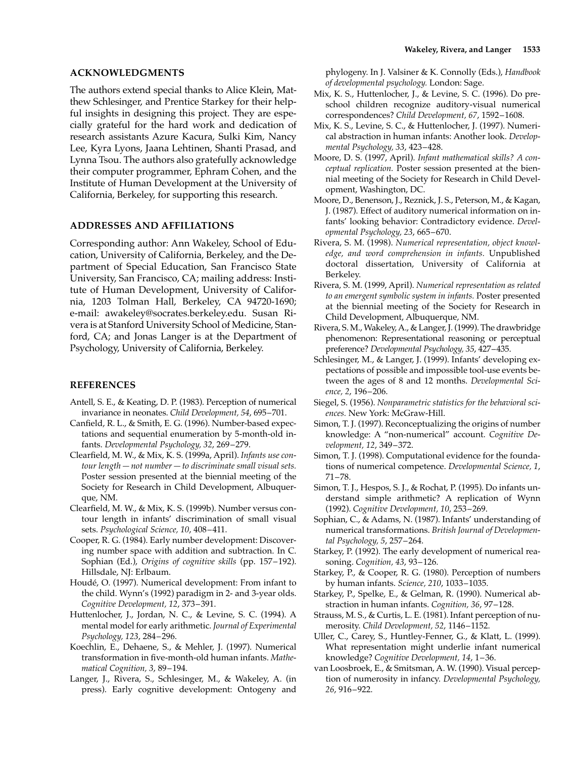## ACKNOWLEDGMENTS

The authors extend special thanks to Alice Klein, Matthew Schlesinger, and Prentice Starkey for their helpful insights in designing this project. They are especially grateful for the hard work and dedication of research assistants Azure Kacura, Sulki Kim, Nancy Lee, Kyra Lyons, Jaana Lehtinen, Shanti Prasad, and Lynna Tsou. The authors also gratefully acknowledge their computer programmer, Ephram Cohen, and the Institute of Human Development at the University of California, Berkeley, for supporting this research.

## ADDRESSES AND AFFILIATIONS

Corresponding author: Ann Wakeley, School of Education, University of California, Berkeley, and the Department of Special Education, San Francisco State University, San Francisco, CA; mailing address: Institute of Human Development, University of California, 1203 Tolman Hall, Berkeley, CA 94720-1690; e-mail: awakeley@socrates.berkeley.edu. Susan Rivera is at Stanford University School of Medicine, Stanford, CA; and Jonas Langer is at the Department of Psychology, University of California, Berkeley.

## REFERENCES

Antell, S. E., & Keating, D. P. (1983). Perception of numerical invariance in neonates. *Child Development, 54*, 695–701.

Canfield, R. L., & Smith, E. G. (1996). Number-based expectations and sequential enumeration by 5-month-old infants. *Developmental Psychology, 32*, 269–279.

Clearfield, M. W., & Mix, K. S. (1999a, April). *Infants use contour length — not number — to discriminate small visual sets.* Poster session presented at the biennial meeting of the Society for Research in Child Development, Albuquerque, NM.

Clearfield, M. W., & Mix, K. S. (1999b). Number versus contour length in infants' discrimination of small visual sets. *Psychological Science, 10*, 408–411.

Cooper, R. G. (1984). Early number development: Discovering number space with addition and subtraction. In C. Sophian (Ed.), *Origins of cognitive skills* (pp. 157–192). Hillsdale, NJ: Erlbaum.

Houdé, O. (1997). Numerical development: From infant to the child. Wynn's (1992) paradigm in 2- and 3-year olds. *Cognitive Development, 12*, 373–391.

Huttenlocher, J., Jordan, N. C., & Levine, S. C. (1994). A mental model for early arithmetic. *Journal of Experimental Psychology, 123*, 284–296.

Koechlin, E., Dehaene, S., & Mehler, J. (1997). Numerical transformation in five-month-old human infants. *Mathematical Cognition, 3*, 89–194.

Langer, J., Rivera, S., Schlesinger, M., & Wakeley, A. (in press). Early cognitive development: Ontogeny and phylogeny. In J. Valsiner & K. Connolly (Eds.), *Handbook of developmental psychology.* London: Sage.

Mix, K. S., Huttenlocher, J., & Levine, S. C. (1996). Do preschool children recognize auditory-visual numerical correspondences? *Child Development, 67*, 1592–1608.

Mix, K. S., Levine, S. C., & Huttenlocher, J. (1997). Numerical abstraction in human infants: Another look. *Developmental Psychology, 33*, 423–428.

Moore, D. S. (1997, April). *Infant mathematical skills? A conceptual replication.* Poster session presented at the biennial meeting of the Society for Research in Child Development, Washington, DC.

Moore, D., Benenson, J., Reznick, J. S., Peterson, M., & Kagan, J. (1987). Effect of auditory numerical information on infants' looking behavior: Contradictory evidence. *Developmental Psychology, 23*, 665–670.

Rivera, S. M. (1998). *Numerical representation, object knowledge, and word comprehension in infants.* Unpublished doctoral dissertation, University of California at Berkeley.

Rivera, S. M. (1999, April). *Numerical representation as related to an emergent symbolic system in infants.* Poster presented at the biennial meeting of the Society for Research in Child Development, Albuquerque, NM.

Rivera, S. M., Wakeley, A., & Langer, J. (1999). The drawbridge phenomenon: Representational reasoning or perceptual preference? *Developmental Psychology, 35*, 427–435.

Schlesinger, M., & Langer, J. (1999). Infants' developing expectations of possible and impossible tool-use events between the ages of 8 and 12 months. *Developmental Science, 2*, 196–206.

Siegel, S. (1956). *Nonparametric statistics for the behavioral sciences.* New York: McGraw-Hill.

Simon, T. J. (1997). Reconceptualizing the origins of number knowledge: A "non-numerical" account. *Cognitive Development, 12*, 349–372.

Simon, T. J. (1998). Computational evidence for the foundations of numerical competence. *Developmental Science, 1*, 71–78.

Simon, T. J., Hespos, S. J., & Rochat, P. (1995). Do infants understand simple arithmetic? A replication of Wynn (1992). *Cognitive Development, 10*, 253–269.

Sophian, C., & Adams, N. (1987). Infants' understanding of numerical transformations. *British Journal of Developmental Psychology, 5*, 257–264.

Starkey, P. (1992). The early development of numerical reasoning. *Cognition, 43*, 93–126.

Starkey, P., & Cooper, R. G. (1980). Perception of numbers by human infants. *Science, 210*, 1033–1035.

Starkey, P., Spelke, E., & Gelman, R. (1990). Numerical abstraction in human infants. *Cognition, 36*, 97–128.

Strauss, M. S., & Curtis, L. E. (1981). Infant perception of numerosity. *Child Development, 52*, 1146–1152.

Uller, C., Carey, S., Huntley-Fenner, G., & Klatt, L. (1999). What representation might underlie infant numerical knowledge? *Cognitive Development, 14*, 1–36.

van Loosbroek, E., & Smitsman, A. W. (1990). Visual perception of numerosity in infancy. *Developmental Psychology, 26*, 916–922.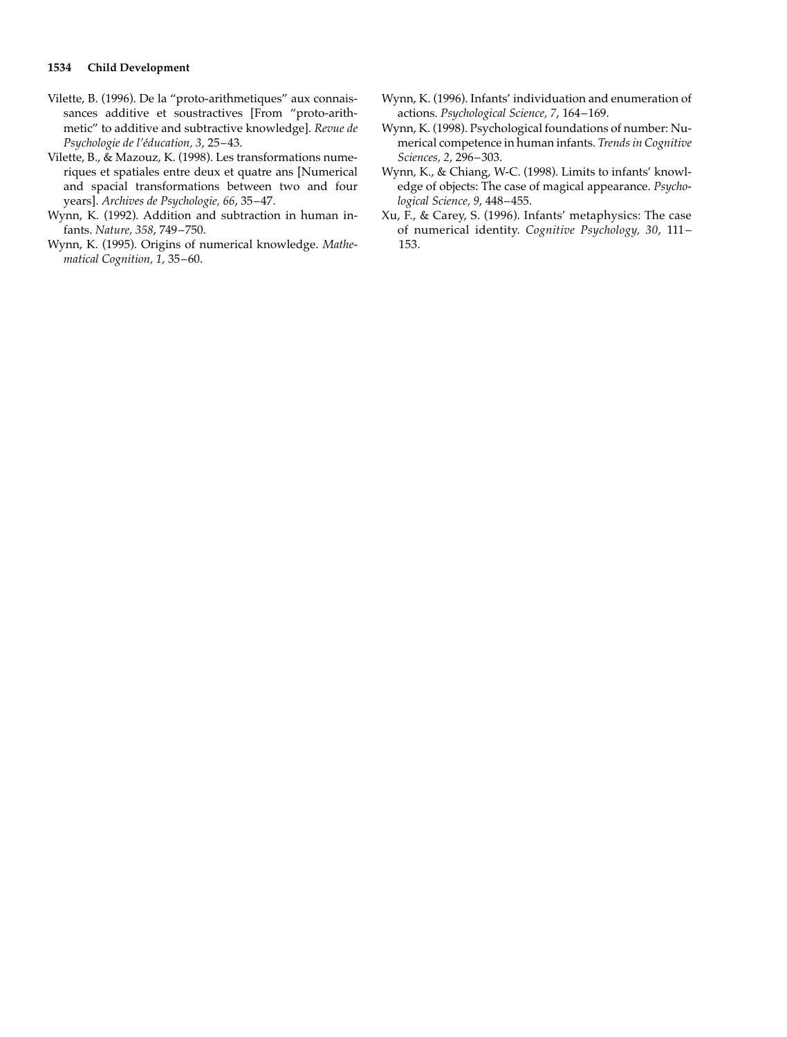Vilette, B. (1996). De la "proto-arithmetiques" aux connaissances additive et soustractives [From "proto-arithmetic" to additive and subtractive knowledge]. *Revue de Psychologie de l'éducation, 3*, 25–43.

Vilette, B., & Mazouz, K. (1998). Les transformations numeriques et spatiales entre deux et quatre ans [Numerical and spacial transformations between two and four years]. *Archives de Psychologie, 66*, 35–47.

Wynn, K. (1992). Addition and subtraction in human infants. *Nature, 358*, 749–750.

Wynn, K. (1995). Origins of numerical knowledge. *Mathematical Cognition, 1*, 35–60.

Wynn, K. (1996). Infants' individuation and enumeration of actions. *Psychological Science, 7*, 164–169.

Wynn, K. (1998). Psychological foundations of number: Numerical competence in human infants. *Trends in Cognitive Sciences, 2*, 296–303.

Wynn, K., & Chiang, W-C. (1998). Limits to infants' knowledge of objects: The case of magical appearance. *Psychological Science, 9*, 448–455.

Xu, F., & Carey, S. (1996). Infants' metaphysics: The case of numerical identity. *Cognitive Psychology, 30*, 111–153.